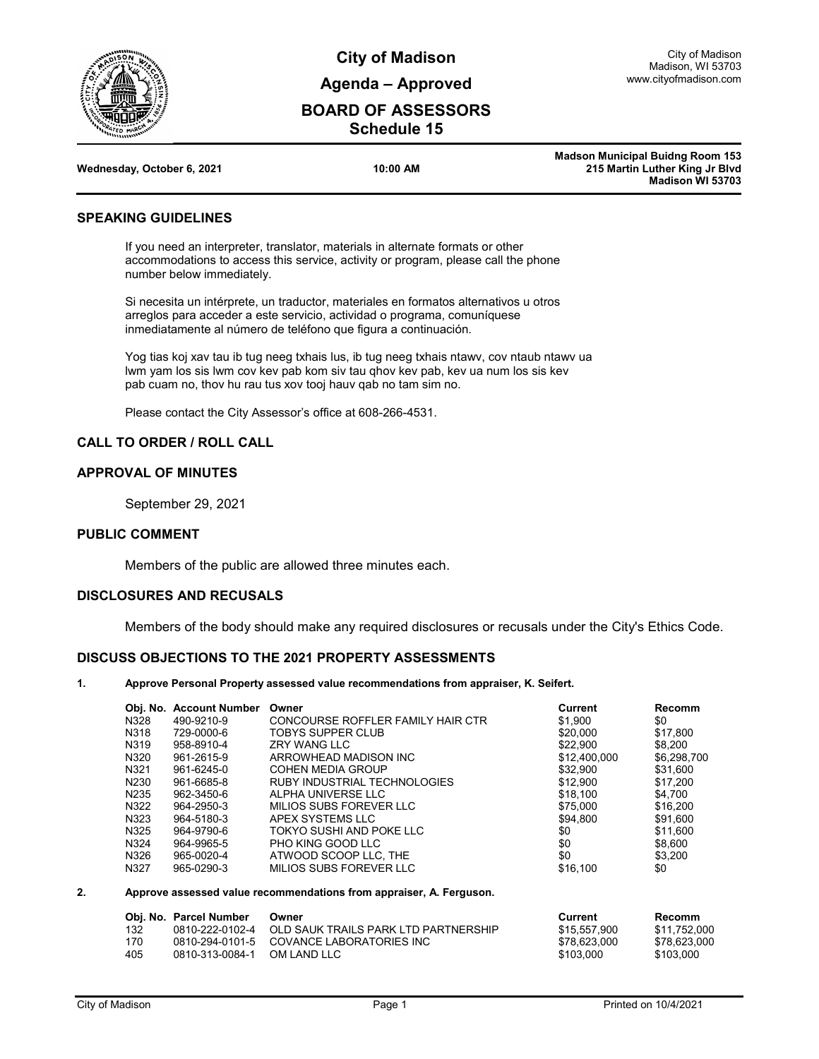# City of Madison

## Agenda – Approved

## BOARD OF ASSESSORS

### Schedule 15

City of Madison
Madison, WI 53703
www.cityofmadison.com

**Wednesday, October 6, 2021** **10:00 AM**

**Madson Municipal Buidng Room 153**
**215 Martin Luther King Jr Blvd**
**Madison WI 53703**

## SPEAKING GUIDELINES

If you need an interpreter, translator, materials in alternate formats or other accommodations to access this service, activity or program, please call the phone number below immediately.

Si necesita un intérprete, un traductor, materiales en formatos alternativos u otros arreglos para acceder a este servicio, actividad o programa, comuníquese inmediatamente al número de teléfono que figura a continuación.

Yog tias koj xav tau ib tug neeg txhais lus, ib tug neeg txhais ntawv, cov ntaub ntawv ua lwm yam los sis lwm cov kev pab kom siv tau qhov kev pab, kev ua num los sis kev pab cuam no, thov hu rau tus xov tooj hauv qab no tam sim no.

Please contact the City Assessor's office at 608-266-4531.

## CALL TO ORDER / ROLL CALL

## APPROVAL OF MINUTES

September 29, 2021

## PUBLIC COMMENT

Members of the public are allowed three minutes each.

## DISCLOSURES AND RECUSALS

Members of the body should make any required disclosures or recusals under the City's Ethics Code.

## DISCUSS OBJECTIONS TO THE 2021 PROPERTY ASSESSMENTS

**1. Approve Personal Property assessed value recommendations from appraiser, K. Seifert.**

| Obj. No. | Account Number | Owner | Current | Recomm |
|---|---|---|---|---|
| N328 | 490-9210-9 | CONCOURSE ROFFLER FAMILY HAIR CTR | $1,900 | $0 |
| N318 | 729-0000-6 | TOBYS SUPPER CLUB | $20,000 | $17,800 |
| N319 | 958-8910-4 | ZRY WANG LLC | $22,900 | $8,200 |
| N320 | 961-2615-9 | ARROWHEAD MADISON INC | $12,400,000 | $6,298,700 |
| N321 | 961-6245-0 | COHEN MEDIA GROUP | $32,900 | $31,600 |
| N230 | 961-6685-8 | RUBY INDUSTRIAL TECHNOLOGIES | $12,900 | $17,200 |
| N235 | 962-3450-6 | ALPHA UNIVERSE LLC | $18,100 | $4,700 |
| N322 | 964-2950-3 | MILIOS SUBS FOREVER LLC | $75,000 | $16,200 |
| N323 | 964-5180-3 | APEX SYSTEMS LLC | $94,800 | $91,600 |
| N325 | 964-9790-6 | TOKYO SUSHI AND POKE LLC | $0 | $11,600 |
| N324 | 964-9965-5 | PHO KING GOOD LLC | $0 | $8,600 |
| N326 | 965-0020-4 | ATWOOD SCOOP LLC, THE | $0 | $3,200 |
| N327 | 965-0290-3 | MILIOS SUBS FOREVER LLC | $16,100 | $0 |

**2. Approve assessed value recommendations from appraiser, A. Ferguson.**

| Obj. No. | Parcel Number | Owner | Current | Recomm |
|---|---|---|---|---|
| 132 | 0810-222-0102-4 | OLD SAUK TRAILS PARK LTD PARTNERSHIP | $15,557,900 | $11,752,000 |
| 170 | 0810-294-0101-5 | COVANCE LABORATORIES INC | $78,623,000 | $78,623,000 |
| 405 | 0810-313-0084-1 | OM LAND LLC | $103,000 | $103,000 |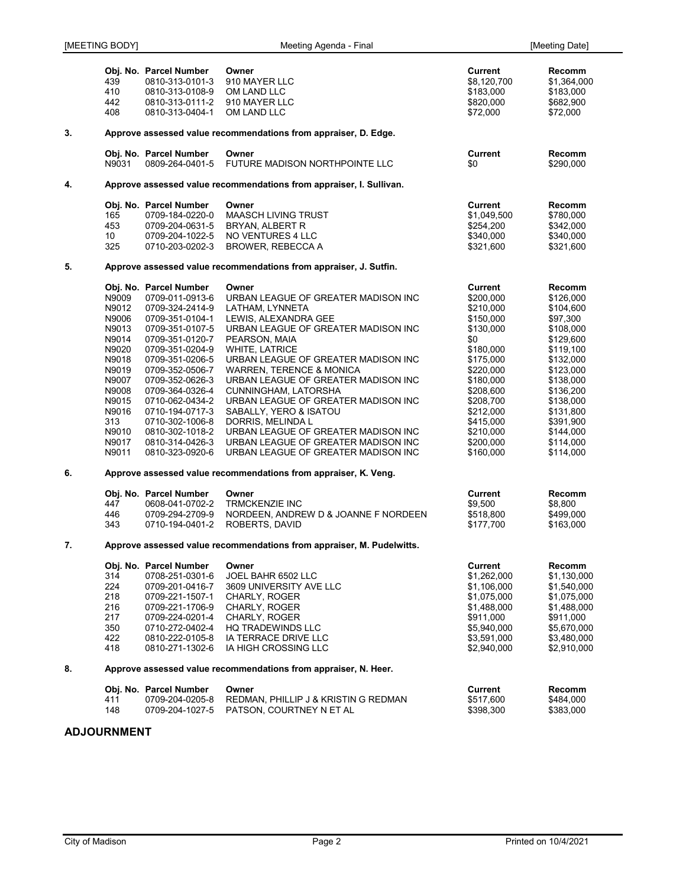| Obj. No. | Parcel Number | Owner | Current | Recomm |
|---|---|---|---|---|
| 439 | 0810-313-0101-3 | 910 MAYER LLC | $8,120,700 | $1,364,000 |
| 410 | 0810-313-0108-9 | OM LAND LLC | $183,000 | $183,000 |
| 442 | 0810-313-0111-2 | 910 MAYER LLC | $820,000 | $682,900 |
| 408 | 0810-313-0404-1 | OM LAND LLC | $72,000 | $72,000 |

**3. Approve assessed value recommendations from appraiser, D. Edge.**

| Obj. No. | Parcel Number | Owner | Current | Recomm |
|---|---|---|---|---|
| N9031 | 0809-264-0401-5 | FUTURE MADISON NORTHPOINTE LLC | $0 | $290,000 |

**4. Approve assessed value recommendations from appraiser, I. Sullivan.**

| Obj. No. | Parcel Number | Owner | Current | Recomm |
|---|---|---|---|---|
| 165 | 0709-184-0220-0 | MAASCH LIVING TRUST | $1,049,500 | $780,000 |
| 453 | 0709-204-0631-5 | BRYAN, ALBERT R | $254,200 | $342,000 |
| 10 | 0709-204-1022-5 | NO VENTURES 4 LLC | $340,000 | $340,000 |
| 325 | 0710-203-0202-3 | BROWER, REBECCA A | $321,600 | $321,600 |

**5. Approve assessed value recommendations from appraiser, J. Sutfin.**

| Obj. No. | Parcel Number | Owner | Current | Recomm |
|---|---|---|---|---|
| N9009 | 0709-011-0913-6 | URBAN LEAGUE OF GREATER MADISON INC | $200,000 | $126,000 |
| N9012 | 0709-324-2414-9 | LATHAM, LYNNETA | $210,000 | $104,600 |
| N9006 | 0709-351-0104-1 | LEWIS, ALEXANDRA GEE | $150,000 | $97,300 |
| N9013 | 0709-351-0107-5 | URBAN LEAGUE OF GREATER MADISON INC | $130,000 | $108,000 |
| N9014 | 0709-351-0120-7 | PEARSON, MAIA | $0 | $129,600 |
| N9020 | 0709-351-0204-9 | WHITE, LATRICE | $180,000 | $119,100 |
| N9018 | 0709-351-0206-5 | URBAN LEAGUE OF GREATER MADISON INC | $175,000 | $132,000 |
| N9019 | 0709-352-0506-7 | WARREN, TERENCE & MONICA | $220,000 | $123,000 |
| N9007 | 0709-352-0626-3 | URBAN LEAGUE OF GREATER MADISON INC | $180,000 | $138,000 |
| N9008 | 0709-364-0326-4 | CUNNINGHAM, LATORSHA | $208,600 | $136,200 |
| N9015 | 0710-062-0434-2 | URBAN LEAGUE OF GREATER MADISON INC | $208,700 | $138,000 |
| N9016 | 0710-194-0717-3 | SABALLY, YERO & ISATOU | $212,000 | $131,800 |
| 313 | 0710-302-1006-8 | DORRIS, MELINDA L | $415,000 | $391,900 |
| N9010 | 0810-302-1018-2 | URBAN LEAGUE OF GREATER MADISON INC | $210,000 | $144,000 |
| N9017 | 0810-314-0426-3 | URBAN LEAGUE OF GREATER MADISON INC | $200,000 | $114,000 |
| N9011 | 0810-323-0920-6 | URBAN LEAGUE OF GREATER MADISON INC | $160,000 | $114,000 |

**6. Approve assessed value recommendations from appraiser, K. Veng.**

| Obj. No. | Parcel Number | Owner | Current | Recomm |
|---|---|---|---|---|
| 447 | 0608-041-0702-2 | TRMCKENZIE INC | $9,500 | $8,800 |
| 446 | 0709-294-2709-9 | NORDEEN, ANDREW D & JOANNE F NORDEEN | $518,800 | $499,000 |
| 343 | 0710-194-0401-2 | ROBERTS, DAVID | $177,700 | $163,000 |

**7. Approve assessed value recommendations from appraiser, M. Pudelwitts.**

| Obj. No. | Parcel Number | Owner | Current | Recomm |
|---|---|---|---|---|
| 314 | 0708-251-0301-6 | JOEL BAHR 6502 LLC | $1,262,000 | $1,130,000 |
| 224 | 0709-201-0416-7 | 3609 UNIVERSITY AVE LLC | $1,106,000 | $1,540,000 |
| 218 | 0709-221-1507-1 | CHARLY, ROGER | $1,075,000 | $1,075,000 |
| 216 | 0709-221-1706-9 | CHARLY, ROGER | $1,488,000 | $1,488,000 |
| 217 | 0709-224-0201-4 | CHARLY, ROGER | $911,000 | $911,000 |
| 350 | 0710-272-0402-4 | HQ TRADEWINDS LLC | $5,940,000 | $5,670,000 |
| 422 | 0810-222-0105-8 | IA TERRACE DRIVE LLC | $3,591,000 | $3,480,000 |
| 418 | 0810-271-1302-6 | IA HIGH CROSSING LLC | $2,940,000 | $2,910,000 |

**8. Approve assessed value recommendations from appraiser, N. Heer.**

| Obj. No. | Parcel Number | Owner | Current | Recomm |
|---|---|---|---|---|
| 411 | 0709-204-0205-8 | REDMAN, PHILLIP J & KRISTIN G REDMAN | $517,600 | $484,000 |
| 148 | 0709-204-1027-5 | PATSON, COURTNEY N ET AL | $398,300 | $383,000 |

## ADJOURNMENT